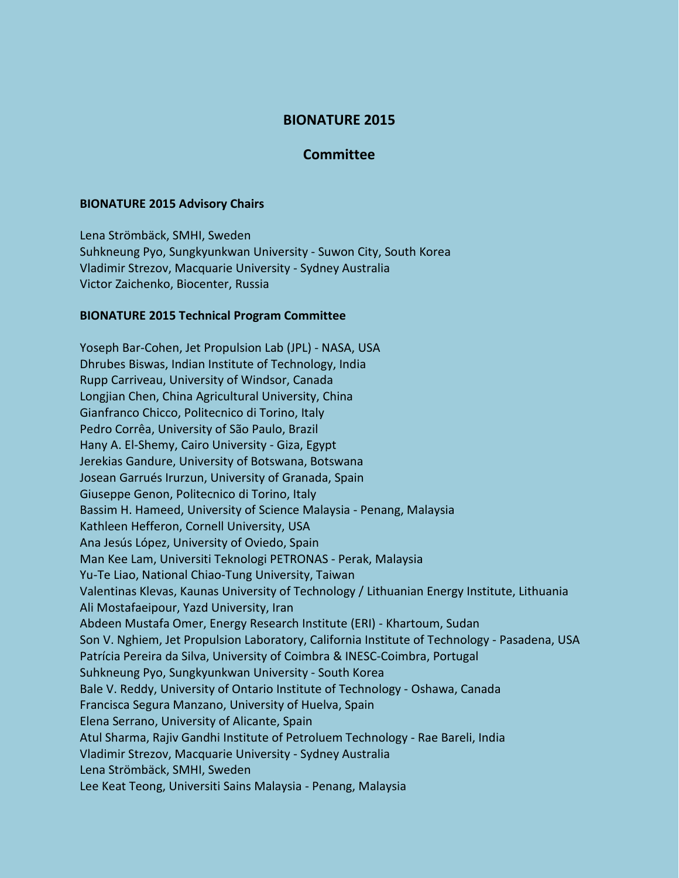# BIONATURE 2015

## Committee

### BIONATURE 2015 Advisory Chairs

Lena Strömbäck, SMHI, Sweden
Suhkneung Pyo, Sungkyunkwan University - Suwon City, South Korea
Vladimir Strezov, Macquarie University - Sydney Australia
Victor Zaichenko, Biocenter, Russia

### BIONATURE 2015 Technical Program Committee

Yoseph Bar-Cohen, Jet Propulsion Lab (JPL) - NASA, USA
Dhrubes Biswas, Indian Institute of Technology, India
Rupp Carriveau, University of Windsor, Canada
Longjian Chen, China Agricultural University, China
Gianfranco Chicco, Politecnico di Torino, Italy
Pedro Corrêa, University of São Paulo, Brazil
Hany A. El-Shemy, Cairo University - Giza, Egypt
Jerekias Gandure, University of Botswana, Botswana
Josean Garrués Irurzun, University of Granada, Spain
Giuseppe Genon, Politecnico di Torino, Italy
Bassim H. Hameed, University of Science Malaysia - Penang, Malaysia
Kathleen Hefferon, Cornell University, USA
Ana Jesús López, University of Oviedo, Spain
Man Kee Lam, Universiti Teknologi PETRONAS - Perak, Malaysia
Yu-Te Liao, National Chiao-Tung University, Taiwan
Valentinas Klevas, Kaunas University of Technology / Lithuanian Energy Institute, Lithuania
Ali Mostafaeipour, Yazd University, Iran
Abdeen Mustafa Omer, Energy Research Institute (ERI) - Khartoum, Sudan
Son V. Nghiem, Jet Propulsion Laboratory, California Institute of Technology - Pasadena, USA
Patrícia Pereira da Silva, University of Coimbra & INESC-Coimbra, Portugal
Suhkneung Pyo, Sungkyunkwan University - South Korea
Bale V. Reddy, University of Ontario Institute of Technology - Oshawa, Canada
Francisca Segura Manzano, University of Huelva, Spain
Elena Serrano, University of Alicante, Spain
Atul Sharma, Rajiv Gandhi Institute of Petroluem Technology - Rae Bareli, India
Vladimir Strezov, Macquarie University - Sydney Australia
Lena Strömbäck, SMHI, Sweden
Lee Keat Teong, Universiti Sains Malaysia - Penang, Malaysia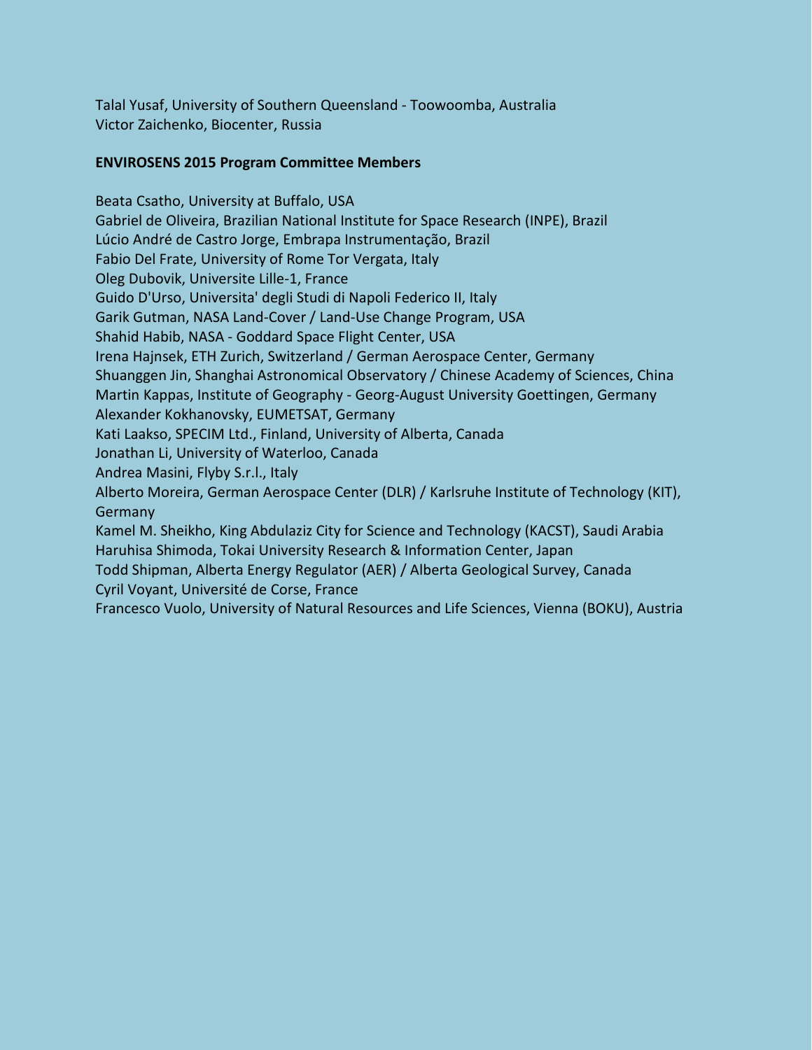Talal Yusaf, University of Southern Queensland - Toowoomba, Australia
Victor Zaichenko, Biocenter, Russia

**ENVIROSENS 2015 Program Committee Members**

Beata Csatho, University at Buffalo, USA
Gabriel de Oliveira, Brazilian National Institute for Space Research (INPE), Brazil
Lúcio André de Castro Jorge, Embrapa Instrumentação, Brazil
Fabio Del Frate, University of Rome Tor Vergata, Italy
Oleg Dubovik, Universite Lille-1, France
Guido D'Urso, Universita' degli Studi di Napoli Federico II, Italy
Garik Gutman, NASA Land-Cover / Land-Use Change Program, USA
Shahid Habib, NASA - Goddard Space Flight Center, USA
Irena Hajnsek, ETH Zurich, Switzerland / German Aerospace Center, Germany
Shuanggen Jin, Shanghai Astronomical Observatory / Chinese Academy of Sciences, China
Martin Kappas, Institute of Geography - Georg-August University Goettingen, Germany
Alexander Kokhanovsky, EUMETSAT, Germany
Kati Laakso, SPECIM Ltd., Finland, University of Alberta, Canada
Jonathan Li, University of Waterloo, Canada
Andrea Masini, Flyby S.r.l., Italy
Alberto Moreira, German Aerospace Center (DLR) / Karlsruhe Institute of Technology (KIT), Germany
Kamel M. Sheikho, King Abdulaziz City for Science and Technology (KACST), Saudi Arabia
Haruhisa Shimoda, Tokai University Research & Information Center, Japan
Todd Shipman, Alberta Energy Regulator (AER) / Alberta Geological Survey, Canada
Cyril Voyant, Université de Corse, France
Francesco Vuolo, University of Natural Resources and Life Sciences, Vienna (BOKU), Austria